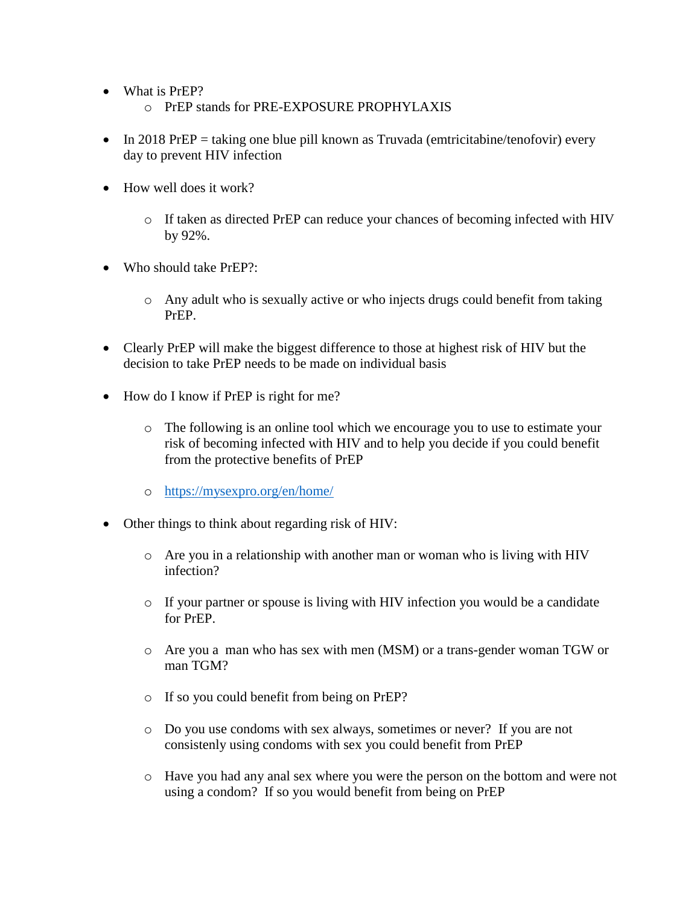- What is PrEP?
    - PrEP stands for PRE-EXPOSURE PROPHYLAXIS

- In 2018 PrEP = taking one blue pill known as Truvada (emtricitabine/tenofovir) every day to prevent HIV infection

- How well does it work?

    - If taken as directed PrEP can reduce your chances of becoming infected with HIV by 92%.

- Who should take PrEP?:

    - Any adult who is sexually active or who injects drugs could benefit from taking PrEP.

- Clearly PrEP will make the biggest difference to those at highest risk of HIV but the decision to take PrEP needs to be made on individual basis

- How do I know if PrEP is right for me?

    - The following is an online tool which we encourage you to use to estimate your risk of becoming infected with HIV and to help you decide if you could benefit from the protective benefits of PrEP

    - [https://mysexpro.org/en/home/](https://mysexpro.org/en/home/)

- Other things to think about regarding risk of HIV:

    - Are you in a relationship with another man or woman who is living with HIV infection?

    - If your partner or spouse is living with HIV infection you would be a candidate for PrEP.

    - Are you a man who has sex with men (MSM) or a trans-gender woman TGW or man TGM?

    - If so you could benefit from being on PrEP?

    - Do you use condoms with sex always, sometimes or never? If you are not consistenly using condoms with sex you could benefit from PrEP

    - Have you had any anal sex where you were the person on the bottom and were not using a condom? If so you would benefit from being on PrEP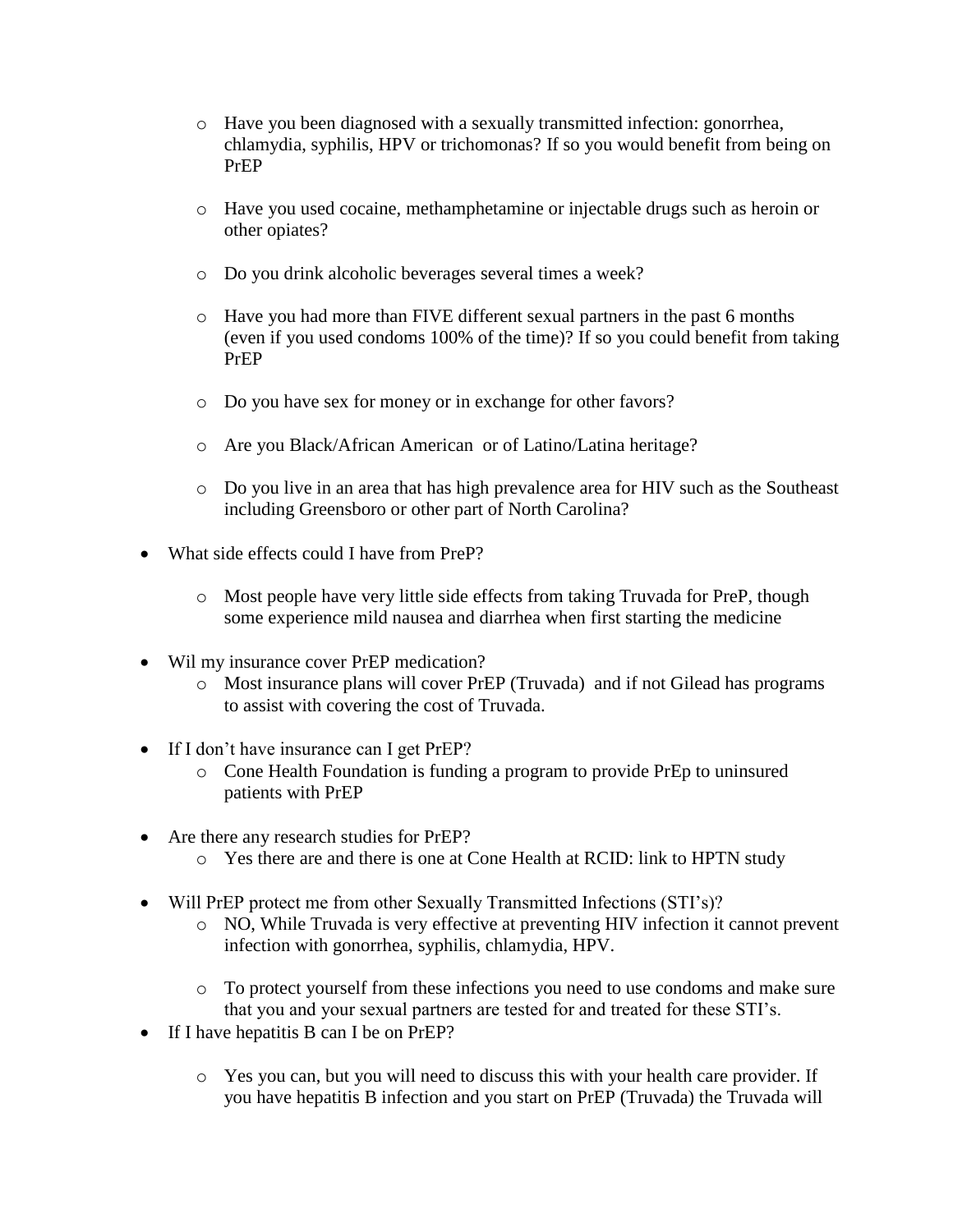- Have you been diagnosed with a sexually transmitted infection: gonorrhea, chlamydia, syphilis, HPV or trichomonas? If so you would benefit from being on PrEP

  - Have you used cocaine, methamphetamine or injectable drugs such as heroin or other opiates?

  - Do you drink alcoholic beverages several times a week?

  - Have you had more than FIVE different sexual partners in the past 6 months (even if you used condoms 100% of the time)? If so you could benefit from taking PrEP

  - Do you have sex for money or in exchange for other favors?

  - Are you Black/African American  or of Latino/Latina heritage?

  - Do you live in an area that has high prevalence area for HIV such as the Southeast including Greensboro or other part of North Carolina?

- What side effects could I have from PreP?

  - Most people have very little side effects from taking Truvada for PreP, though some experience mild nausea and diarrhea when first starting the medicine

- Wil my insurance cover PrEP medication?
  - Most insurance plans will cover PrEP (Truvada)  and if not Gilead has programs to assist with covering the cost of Truvada.

- If I don't have insurance can I get PrEP?
  - Cone Health Foundation is funding a program to provide PrEp to uninsured patients with PrEP

- Are there any research studies for PrEP?
  - Yes there are and there is one at Cone Health at RCID: link to HPTN study

- Will PrEP protect me from other Sexually Transmitted Infections (STI's)?
  - NO, While Truvada is very effective at preventing HIV infection it cannot prevent infection with gonorrhea, syphilis, chlamydia, HPV.

  - To protect yourself from these infections you need to use condoms and make sure that you and your sexual partners are tested for and treated for these STI's.
- If I have hepatitis B can I be on PrEP?

  - Yes you can, but you will need to discuss this with your health care provider. If you have hepatitis B infection and you start on PrEP (Truvada) the Truvada will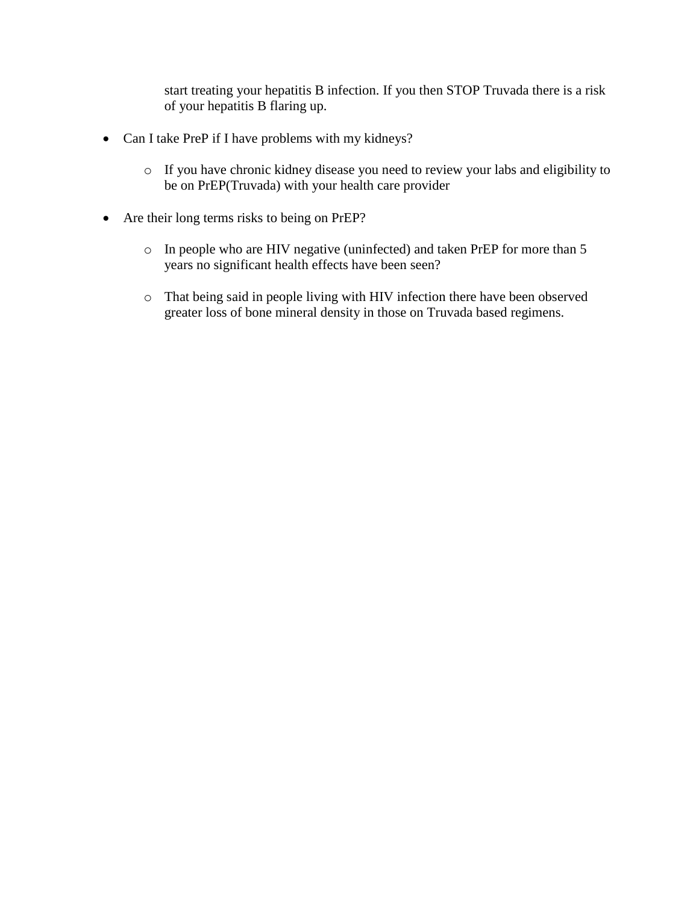start treating your hepatitis B infection. If you then STOP Truvada there is a risk of your hepatitis B flaring up.

- Can I take PreP if I have problems with my kidneys?

    - If you have chronic kidney disease you need to review your labs and eligibility to be on PrEP(Truvada) with your health care provider

- Are their long terms risks to being on PrEP?

    - In people who are HIV negative (uninfected) and taken PrEP for more than 5 years no significant health effects have been seen?

    - That being said in people living with HIV infection there have been observed greater loss of bone mineral density in those on Truvada based regimens.